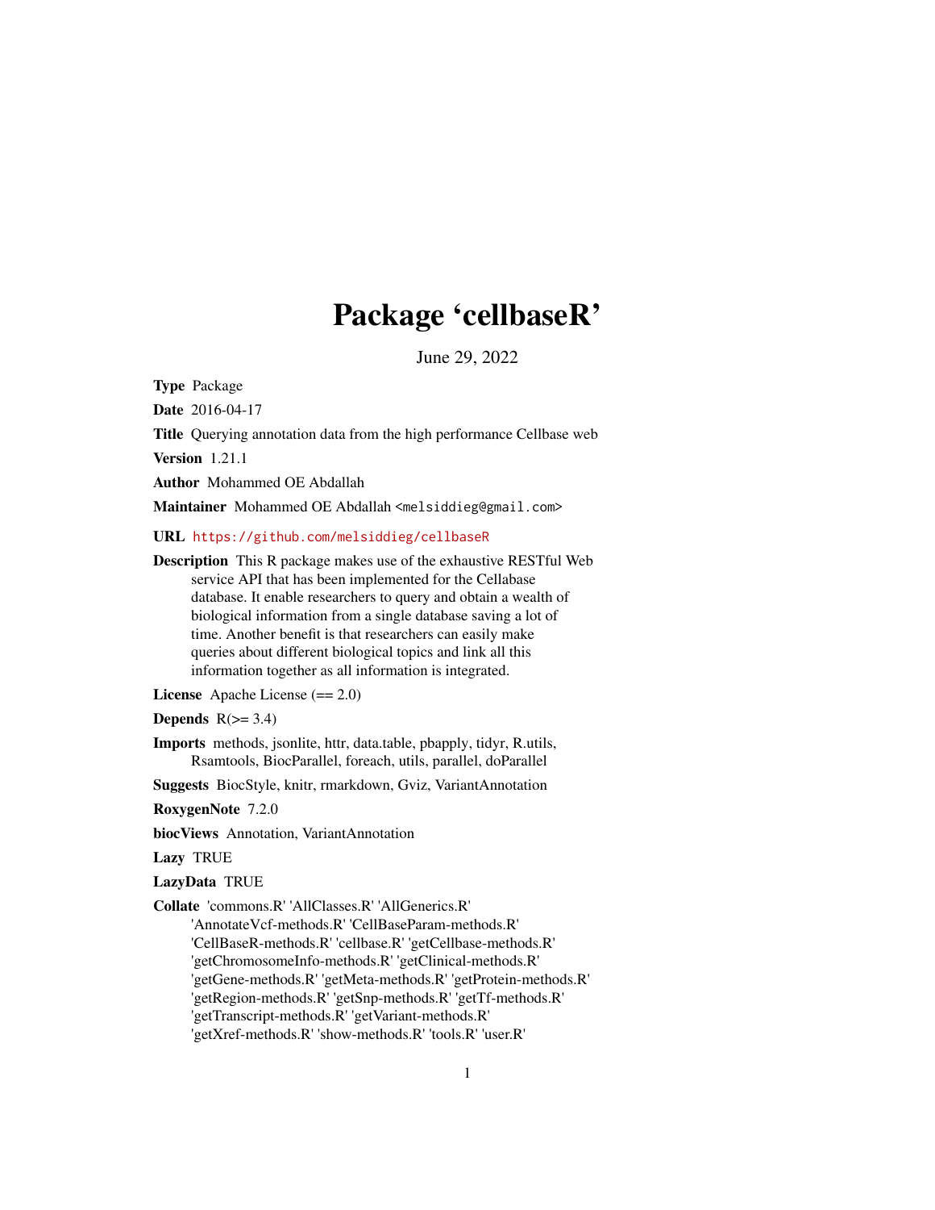# Package 'cellbaseR'

June 29, 2022

**Type** Package

**Date** 2016-04-17

**Title** Querying annotation data from the high performance Cellbase web

**Version** 1.21.1

**Author** Mohammed OE Abdallah

**Maintainer** Mohammed OE Abdallah <melsiddieg@gmail.com>

**URL** https://github.com/melsiddieg/cellbaseR

**Description** This R package makes use of the exhaustive RESTful Web service API that has been implemented for the Cellabase database. It enable researchers to query and obtain a wealth of biological information from a single database saving a lot of time. Another benefit is that researchers can easily make queries about different biological topics and link all this information together as all information is integrated.

**License** Apache License (== 2.0)

**Depends** R(>= 3.4)

**Imports** methods, jsonlite, httr, data.table, pbapply, tidyr, R.utils, Rsamtools, BiocParallel, foreach, utils, parallel, doParallel

**Suggests** BiocStyle, knitr, rmarkdown, Gviz, VariantAnnotation

**RoxygenNote** 7.2.0

**biocViews** Annotation, VariantAnnotation

**Lazy** TRUE

**LazyData** TRUE

**Collate** 'commons.R' 'AllClasses.R' 'AllGenerics.R' 'AnnotateVcf-methods.R' 'CellBaseParam-methods.R' 'CellBaseR-methods.R' 'cellbase.R' 'getCellbase-methods.R' 'getChromosomeInfo-methods.R' 'getClinical-methods.R' 'getGene-methods.R' 'getMeta-methods.R' 'getProtein-methods.R' 'getRegion-methods.R' 'getSnp-methods.R' 'getTf-methods.R' 'getTranscript-methods.R' 'getVariant-methods.R' 'getXref-methods.R' 'show-methods.R' 'tools.R' 'user.R'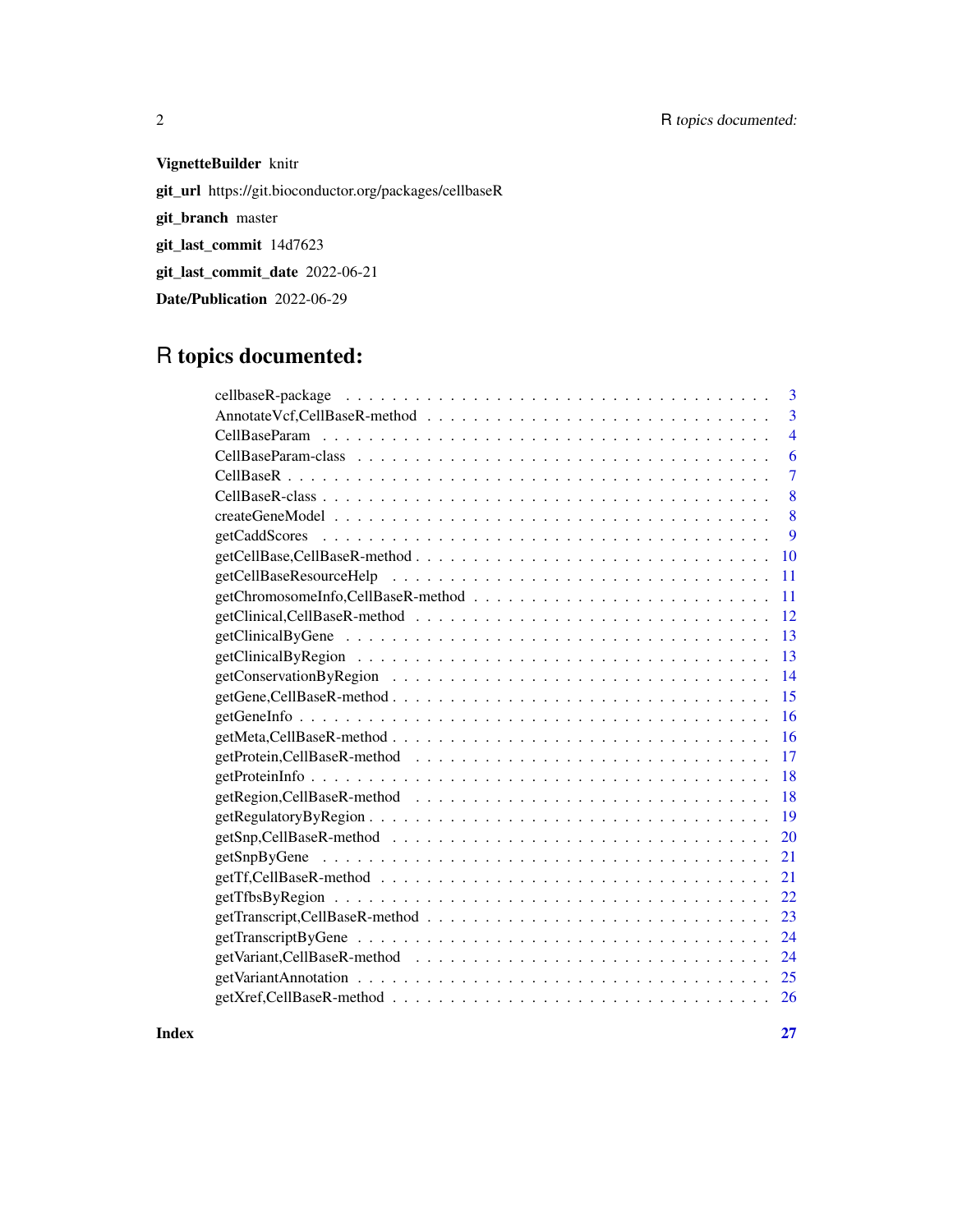**VignetteBuilder** knitr

**git_url** https://git.bioconductor.org/packages/cellbaseR

**git_branch** master

**git_last_commit** 14d7623

**git_last_commit_date** 2022-06-21

**Date/Publication** 2022-06-29

# R topics documented:

| | |
|---|---|
| cellbaseR-package | 3 |
| AnnotateVcf,CellBaseR-method | 3 |
| CellBaseParam | 4 |
| CellBaseParam-class | 6 |
| CellBaseR | 7 |
| CellBaseR-class | 8 |
| createGeneModel | 8 |
| getCaddScores | 9 |
| getCellBase,CellBaseR-method | 10 |
| getCellBaseResourceHelp | 11 |
| getChromosomeInfo,CellBaseR-method | 11 |
| getClinical,CellBaseR-method | 12 |
| getClinicalByGene | 13 |
| getClinicalByRegion | 13 |
| getConservationByRegion | 14 |
| getGene,CellBaseR-method | 15 |
| getGeneInfo | 16 |
| getMeta,CellBaseR-method | 16 |
| getProtein,CellBaseR-method | 17 |
| getProteinInfo | 18 |
| getRegion,CellBaseR-method | 18 |
| getRegulatoryByRegion | 19 |
| getSnp,CellBaseR-method | 20 |
| getSnpByGene | 21 |
| getTf,CellBaseR-method | 21 |
| getTfbsByRegion | 22 |
| getTranscript,CellBaseR-method | 23 |
| getTranscriptByGene | 24 |
| getVariant,CellBaseR-method | 24 |
| getVariantAnnotation | 25 |
| getXref,CellBaseR-method | 26 |
| **Index** | **27** |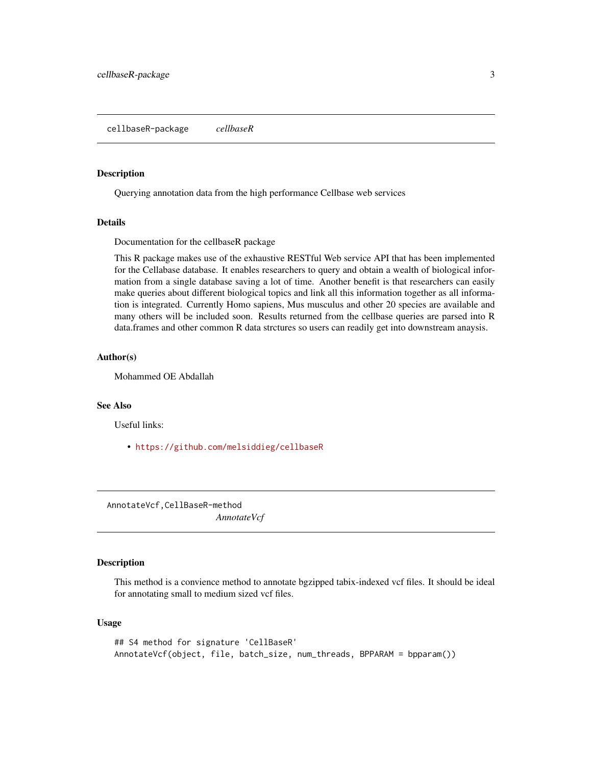## cellbaseR-package    *cellbaseR*

### Description

Querying annotation data from the high performance Cellbase web services

### Details

Documentation for the cellbaseR package

This R package makes use of the exhaustive RESTful Web service API that has been implemented for the Cellabase database. It enables researchers to query and obtain a wealth of biological information from a single database saving a lot of time. Another benefit is that researchers can easily make queries about different biological topics and link all this information together as all information is integrated. Currently Homo sapiens, Mus musculus and other 20 species are available and many others will be included soon. Results returned from the cellbase queries are parsed into R data.frames and other common R data strctures so users can readily get into downstream anaysis.

### Author(s)

Mohammed OE Abdallah

### See Also

Useful links:

- https://github.com/melsiddieg/cellbaseR

## AnnotateVcf,CellBaseR-method    *AnnotateVcf*

### Description

This method is a convience method to annotate bgzipped tabix-indexed vcf files. It should be ideal for annotating small to medium sized vcf files.

### Usage

```
## S4 method for signature 'CellBaseR'
AnnotateVcf(object, file, batch_size, num_threads, BPPARAM = bpparam())
```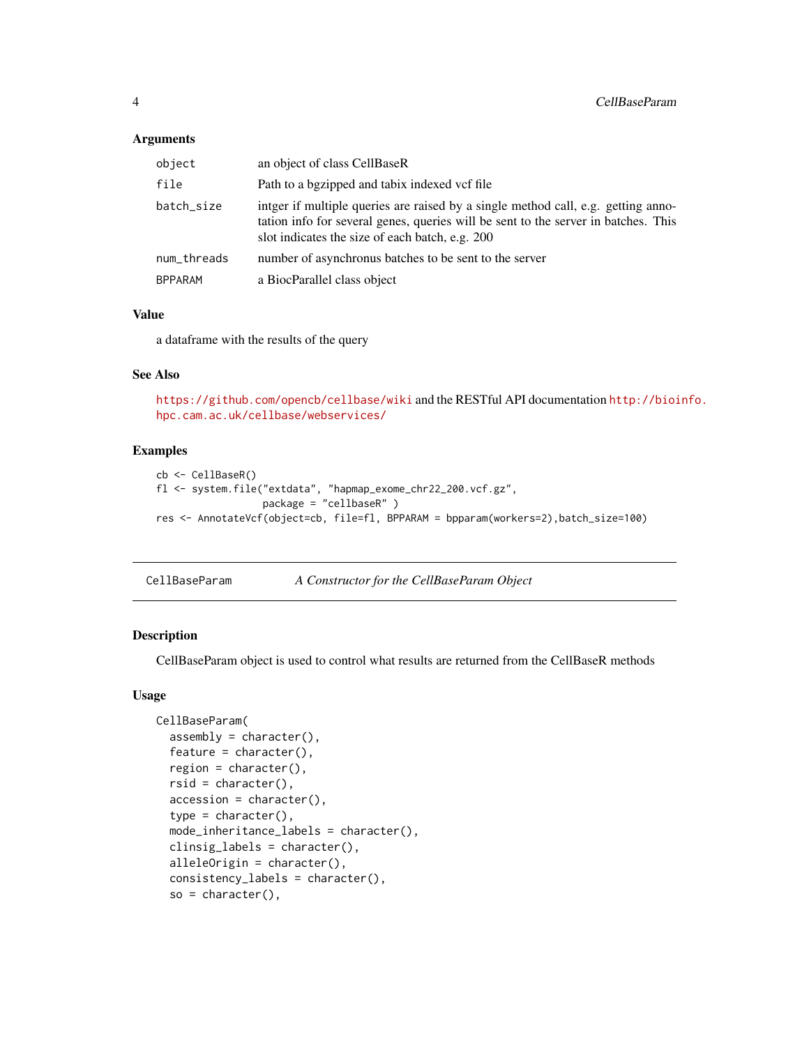### Arguments

| | |
|---|---|
| object | an object of class CellBaseR |
| file | Path to a bgzipped and tabix indexed vcf file |
| batch_size | intger if multiple queries are raised by a single method call, e.g. getting annotation info for several genes, queries will be sent to the server in batches. This slot indicates the size of each batch, e.g. 200 |
| num_threads | number of asynchronus batches to be sent to the server |
| BPPARAM | a BiocParallel class object |

### Value

a dataframe with the results of the query

### See Also

https://github.com/opencb/cellbase/wiki and the RESTful API documentation http://bioinfo.hpc.cam.ac.uk/cellbase/webservices/

### Examples

```
cb <- CellBaseR()
fl <- system.file("extdata", "hapmap_exome_chr22_200.vcf.gz",
                package = "cellbaseR" )
res <- AnnotateVcf(object=cb, file=fl, BPPARAM = bpparam(workers=2),batch_size=100)
```

---

## CellBaseParam — *A Constructor for the CellBaseParam Object*

---

### Description

CellBaseParam object is used to control what results are returned from the CellBaseR methods

### Usage

```
CellBaseParam(
  assembly = character(),
  feature = character(),
  region = character(),
  rsid = character(),
  accession = character(),
  type = character(),
  mode_inheritance_labels = character(),
  clinsig_labels = character(),
  alleleOrigin = character(),
  consistency_labels = character(),
  so = character(),
```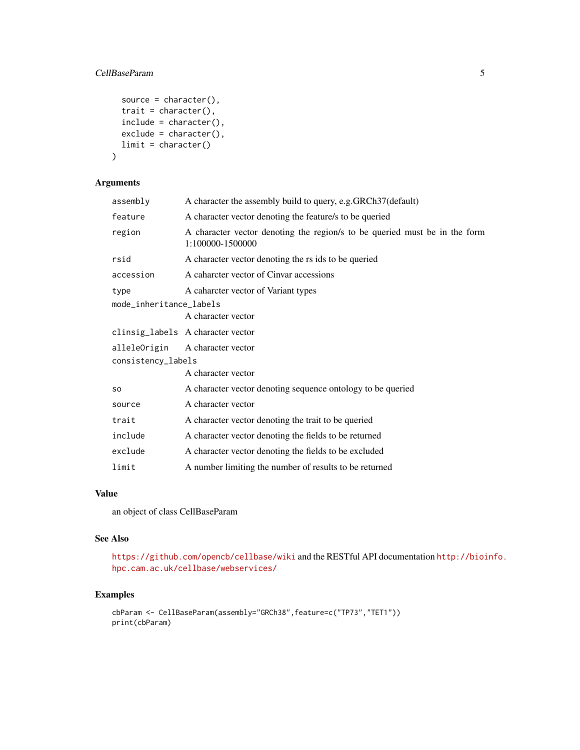```
  source = character(),
  trait = character(),
  include = character(),
  exclude = character(),
  limit = character()
)
```

## Arguments

| | |
|---|---|
| assembly | A character the assembly build to query, e.g.GRCh37(default) |
| feature | A character vector denoting the feature/s to be queried |
| region | A character vector denoting the region/s to be queried must be in the form 1:100000-1500000 |
| rsid | A character vector denoting the rs ids to be queried |
| accession | A caharcter vector of Cinvar accessions |
| type | A caharcter vector of Variant types |
| mode_inheritance_labels | A character vector |
| clinsig_labels | A character vector |
| alleleOrigin | A character vector |
| consistency_labels | A character vector |
| so | A character vector denoting sequence ontology to be queried |
| source | A character vector |
| trait | A character vector denoting the trait to be queried |
| include | A character vector denoting the fields to be returned |
| exclude | A character vector denoting the fields to be excluded |
| limit | A number limiting the number of results to be returned |

## Value

an object of class CellBaseParam

## See Also

https://github.com/opencb/cellbase/wiki and the RESTful API documentation http://bioinfo.hpc.cam.ac.uk/cellbase/webservices/

## Examples

```
cbParam <- CellBaseParam(assembly="GRCh38",feature=c("TP73","TET1"))
print(cbParam)
```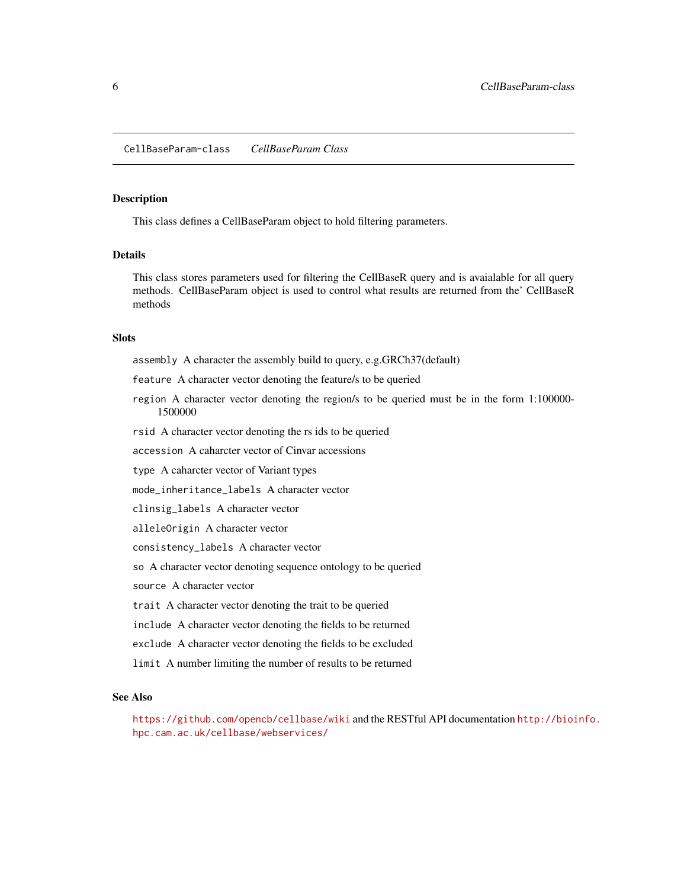CellBaseParam-class    *CellBaseParam Class*

## Description

This class defines a CellBaseParam object to hold filtering parameters.

## Details

This class stores parameters used for filtering the CellBaseR query and is avaialable for all query methods. CellBaseParam object is used to control what results are returned from the' CellBaseR methods

## Slots

`assembly` A character the assembly build to query, e.g.GRCh37(default)

`feature` A character vector denoting the feature/s to be queried

`region` A character vector denoting the region/s to be queried must be in the form 1:100000-1500000

`rsid` A character vector denoting the rs ids to be queried

`accession` A caharcter vector of Cinvar accessions

`type` A caharcter vector of Variant types

`mode_inheritance_labels` A character vector

`clinsig_labels` A character vector

`alleleOrigin` A character vector

`consistency_labels` A character vector

`so` A character vector denoting sequence ontology to be queried

`source` A character vector

`trait` A character vector denoting the trait to be queried

`include` A character vector denoting the fields to be returned

`exclude` A character vector denoting the fields to be excluded

`limit` A number limiting the number of results to be returned

## See Also

https://github.com/opencb/cellbase/wiki and the RESTful API documentation http://bioinfo.hpc.cam.ac.uk/cellbase/webservices/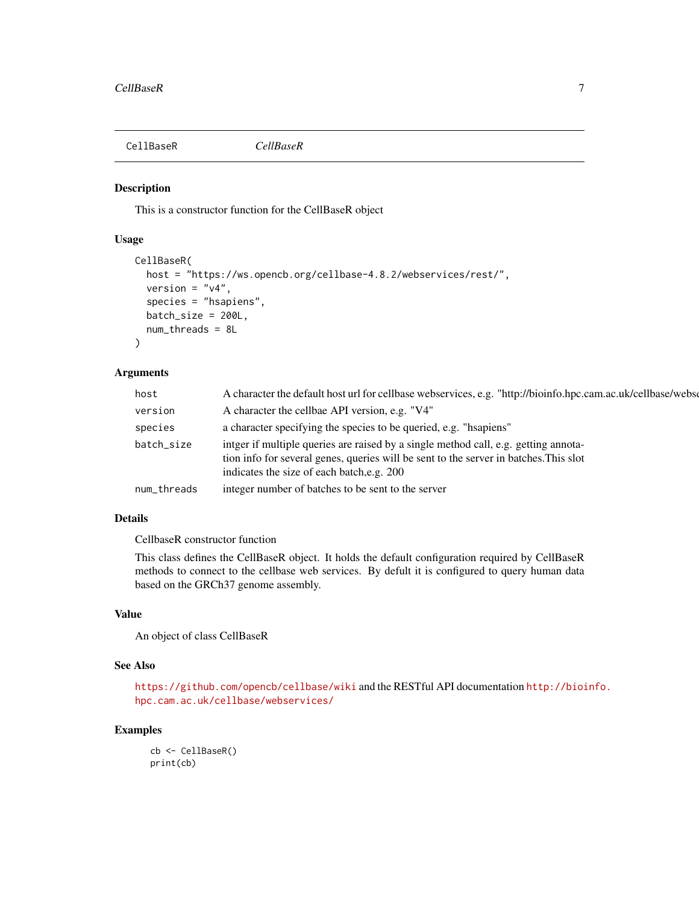CellBaseR    *CellBaseR*

## Description

This is a constructor function for the CellBaseR object

## Usage

```
CellBaseR(
  host = "https://ws.opencb.org/cellbase-4.8.2/webservices/rest/",
  version = "v4",
  species = "hsapiens",
  batch_size = 200L,
  num_threads = 8L
)
```

## Arguments

| | |
|---|---|
| `host` | A character the default host url for cellbase webservices, e.g. "http://bioinfo.hpc.cam.ac.uk/cellbase/webse |
| `version` | A character the cellbae API version, e.g. "V4" |
| `species` | a character specifying the species to be queried, e.g. "hsapiens" |
| `batch_size` | intger if multiple queries are raised by a single method call, e.g. getting annotation info for several genes, queries will be sent to the server in batches.This slot indicates the size of each batch,e.g. 200 |
| `num_threads` | integer number of batches to be sent to the server |

## Details

CellbaseR constructor function

This class defines the CellBaseR object. It holds the default configuration required by CellBaseR methods to connect to the cellbase web services. By defult it is configured to query human data based on the GRCh37 genome assembly.

## Value

An object of class CellBaseR

## See Also

https://github.com/opencb/cellbase/wiki and the RESTful API documentation http://bioinfo.hpc.cam.ac.uk/cellbase/webservices/

## Examples

```
cb <- CellBaseR()
print(cb)
```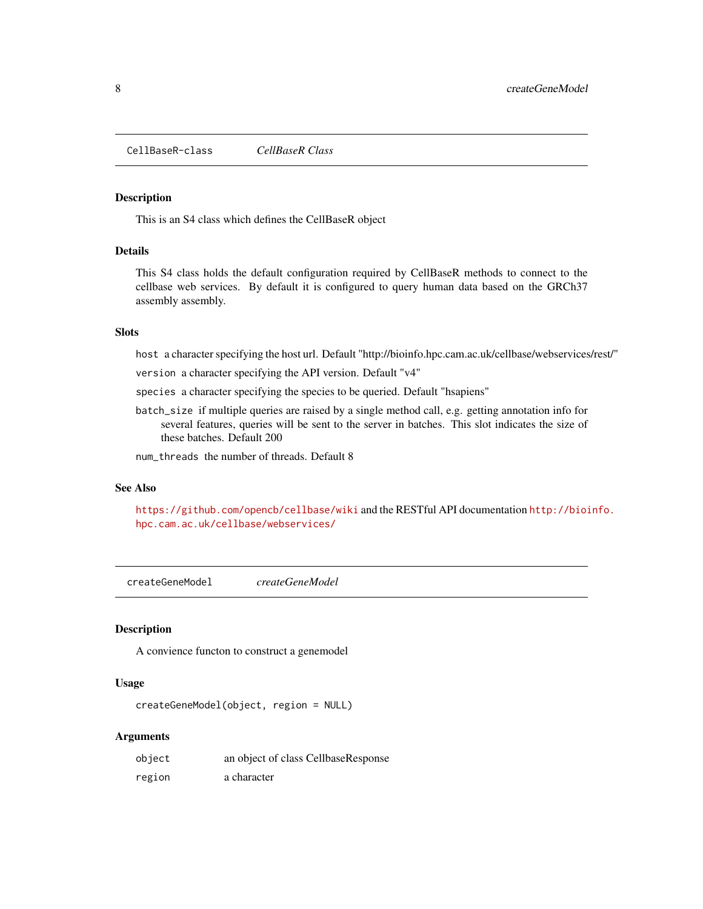## CellBaseR-class *CellBaseR Class*

### Description

This is an S4 class which defines the CellBaseR object

### Details

This S4 class holds the default configuration required by CellBaseR methods to connect to the cellbase web services. By default it is configured to query human data based on the GRCh37 assembly assembly.

### Slots

`host` a character specifying the host url. Default "http://bioinfo.hpc.cam.ac.uk/cellbase/webservices/rest/"

`version` a character specifying the API version. Default "v4"

`species` a character specifying the species to be queried. Default "hsapiens"

`batch_size` if multiple queries are raised by a single method call, e.g. getting annotation info for several features, queries will be sent to the server in batches. This slot indicates the size of these batches. Default 200

`num_threads` the number of threads. Default 8

### See Also

https://github.com/opencb/cellbase/wiki and the RESTful API documentation http://bioinfo.hpc.cam.ac.uk/cellbase/webservices/

## createGeneModel *createGeneModel*

### Description

A convience functon to construct a genemodel

### Usage

```
createGeneModel(object, region = NULL)
```

### Arguments

| | |
|---|---|
| `object` | an object of class CellbaseResponse |
| `region` | a character |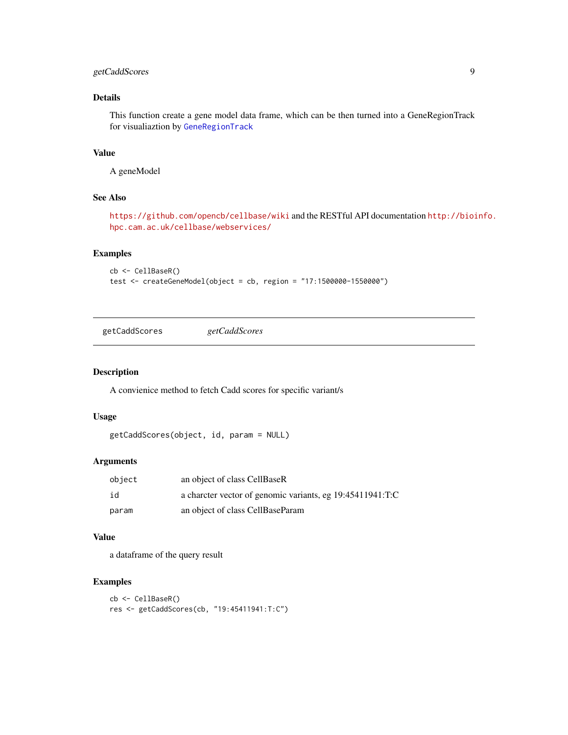### Details

This function create a gene model data frame, which can be then turned into a GeneRegionTrack for visualiaztion by GeneRegionTrack

### Value

A geneModel

### See Also

https://github.com/opencb/cellbase/wiki and the RESTful API documentation http://bioinfo.hpc.cam.ac.uk/cellbase/webservices/

### Examples

```
cb <- CellBaseR()
test <- createGeneModel(object = cb, region = "17:1500000-1550000")
```

---

## getCaddScores *getCaddScores*

---

### Description

A convienice method to fetch Cadd scores for specific variant/s

### Usage

```
getCaddScores(object, id, param = NULL)
```

### Arguments

| | |
|---|---|
| object | an object of class CellBaseR |
| id | a charcter vector of genomic variants, eg 19:45411941:T:C |
| param | an object of class CellBaseParam |

### Value

a dataframe of the query result

### Examples

```
cb <- CellBaseR()
res <- getCaddScores(cb, "19:45411941:T:C")
```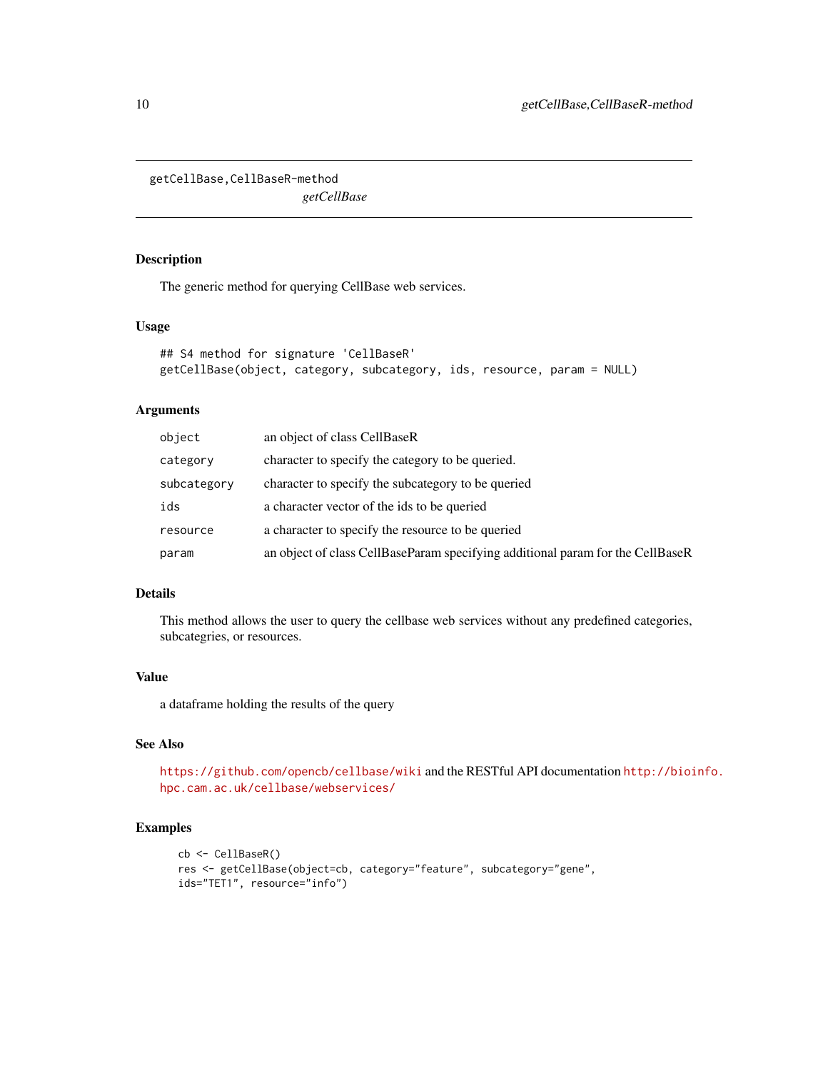## getCellBase,CellBaseR-method

*getCellBase*

### Description

The generic method for querying CellBase web services.

### Usage

```
## S4 method for signature 'CellBaseR'
getCellBase(object, category, subcategory, ids, resource, param = NULL)
```

### Arguments

| | |
|---|---|
| `object` | an object of class CellBaseR |
| `category` | character to specify the category to be queried. |
| `subcategory` | character to specify the subcategory to be queried |
| `ids` | a character vector of the ids to be queried |
| `resource` | a character to specify the resource to be queried |
| `param` | an object of class CellBaseParam specifying additional param for the CellBaseR |

### Details

This method allows the user to query the cellbase web services without any predefined categories, subcategries, or resources.

### Value

a dataframe holding the results of the query

### See Also

https://github.com/opencb/cellbase/wiki and the RESTful API documentation http://bioinfo.hpc.cam.ac.uk/cellbase/webservices/

### Examples

```
cb <- CellBaseR()
res <- getCellBase(object=cb, category="feature", subcategory="gene",
ids="TET1", resource="info")
```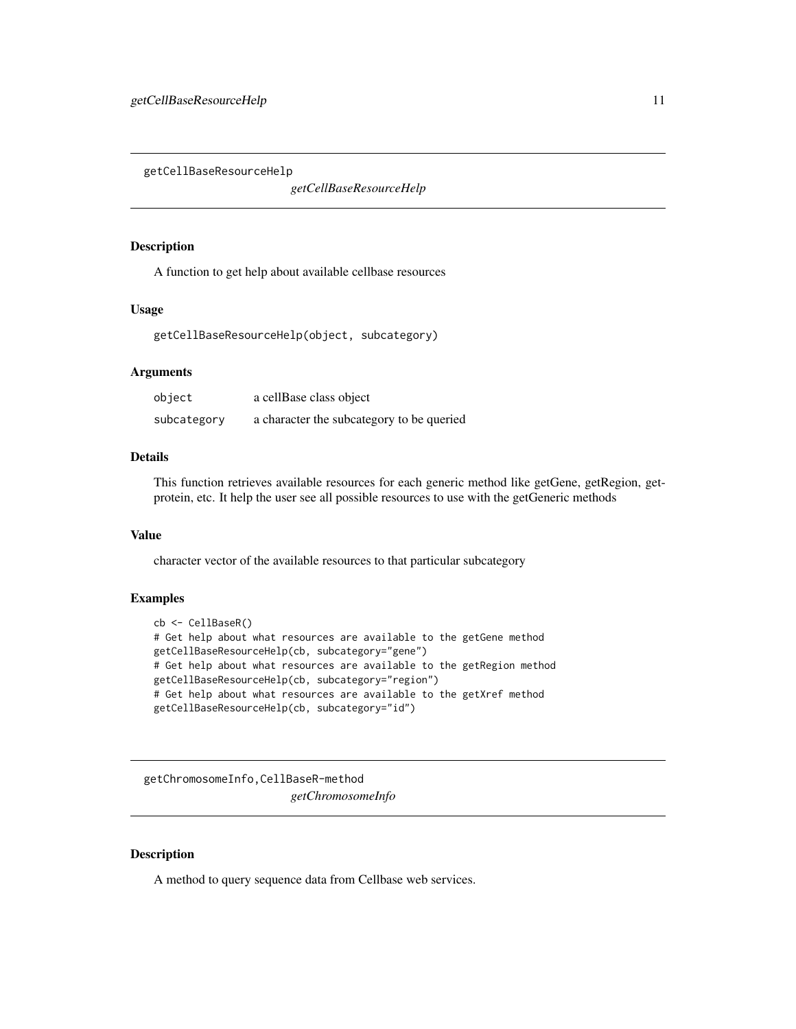## getCellBaseResourceHelp

*getCellBaseResourceHelp*

### Description

A function to get help about available cellbase resources

### Usage

```
getCellBaseResourceHelp(object, subcategory)
```

### Arguments

| | |
|---|---|
| object | a cellBase class object |
| subcategory | a character the subcategory to be queried |

### Details

This function retrieves available resources for each generic method like getGene, getRegion, getprotein, etc. It help the user see all possible resources to use with the getGeneric methods

### Value

character vector of the available resources to that particular subcategory

### Examples

```
cb <- CellBaseR()
# Get help about what resources are available to the getGene method
getCellBaseResourceHelp(cb, subcategory="gene")
# Get help about what resources are available to the getRegion method
getCellBaseResourceHelp(cb, subcategory="region")
# Get help about what resources are available to the getXref method
getCellBaseResourceHelp(cb, subcategory="id")
```

## getChromosomeInfo,CellBaseR-method

*getChromosomeInfo*

### Description

A method to query sequence data from Cellbase web services.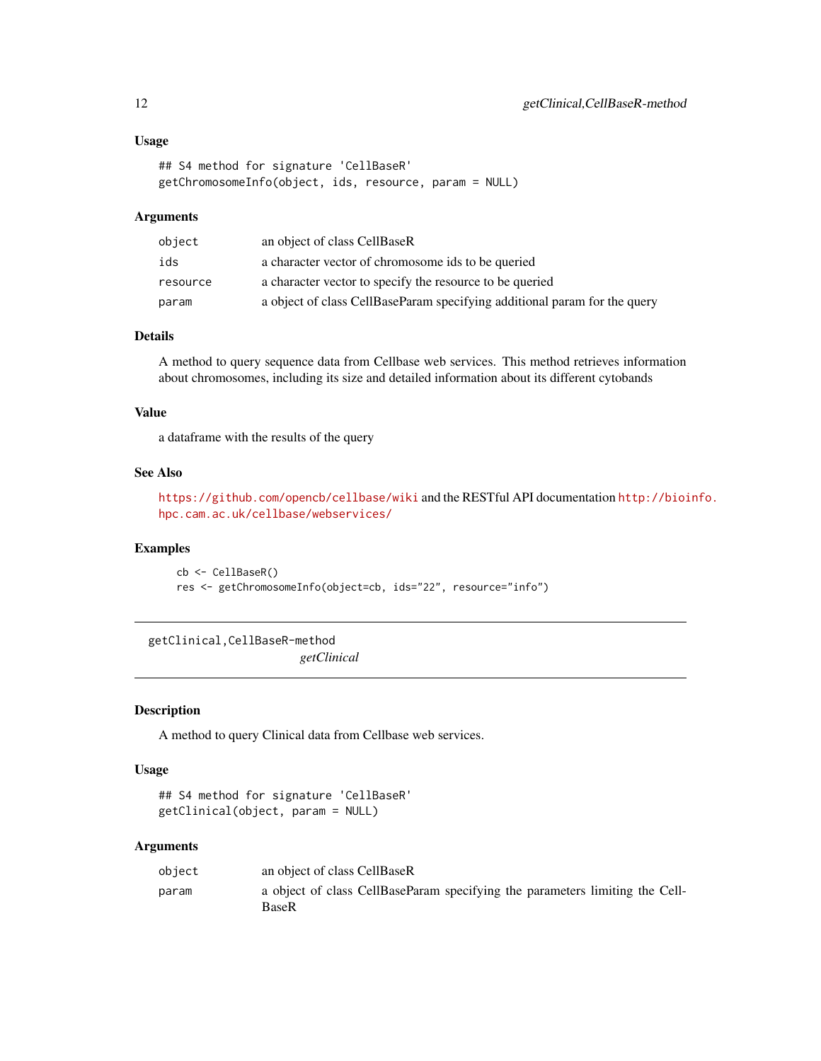### Usage

```
## S4 method for signature 'CellBaseR'
getChromosomeInfo(object, ids, resource, param = NULL)
```

### Arguments

| | |
|---|---|
| object | an object of class CellBaseR |
| ids | a character vector of chromosome ids to be queried |
| resource | a character vector to specify the resource to be queried |
| param | a object of class CellBaseParam specifying additional param for the query |

### Details

A method to query sequence data from Cellbase web services. This method retrieves information about chromosomes, including its size and detailed information about its different cytobands

### Value

a dataframe with the results of the query

### See Also

https://github.com/opencb/cellbase/wiki and the RESTful API documentation http://bioinfo.hpc.cam.ac.uk/cellbase/webservices/

### Examples

```
cb <- CellBaseR()
res <- getChromosomeInfo(object=cb, ids="22", resource="info")
```

---

## getClinical,CellBaseR-method

*getClinical*

---

### Description

A method to query Clinical data from Cellbase web services.

### Usage

```
## S4 method for signature 'CellBaseR'
getClinical(object, param = NULL)
```

### Arguments

| | |
|---|---|
| object | an object of class CellBaseR |
| param | a object of class CellBaseParam specifying the parameters limiting the CellBaseR |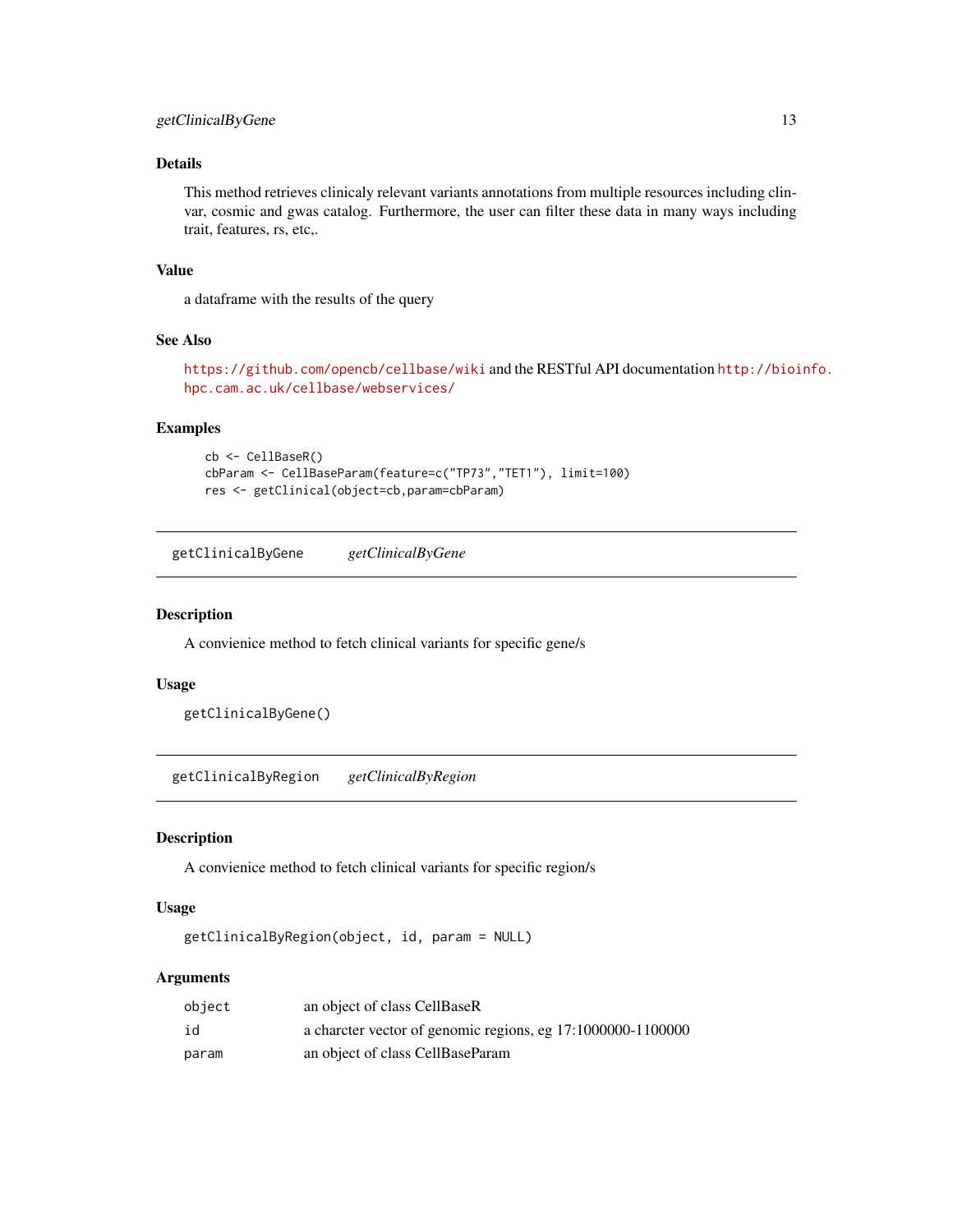### Details

This method retrieves clinicaly relevant variants annotations from multiple resources including clinvar, cosmic and gwas catalog. Furthermore, the user can filter these data in many ways including trait, features, rs, etc,.

### Value

a dataframe with the results of the query

### See Also

https://github.com/opencb/cellbase/wiki and the RESTful API documentation http://bioinfo.hpc.cam.ac.uk/cellbase/webservices/

### Examples

```
cb <- CellBaseR()
cbParam <- CellBaseParam(feature=c("TP73","TET1"), limit=100)
res <- getClinical(object=cb,param=cbParam)
```

---

## getClinicalByGene *getClinicalByGene*

---

### Description

A convienice method to fetch clinical variants for specific gene/s

### Usage

```
getClinicalByGene()
```

---

## getClinicalByRegion *getClinicalByRegion*

---

### Description

A convienice method to fetch clinical variants for specific region/s

### Usage

```
getClinicalByRegion(object, id, param = NULL)
```

### Arguments

| | |
|---|---|
| object | an object of class CellBaseR |
| id | a charcter vector of genomic regions, eg 17:1000000-1100000 |
| param | an object of class CellBaseParam |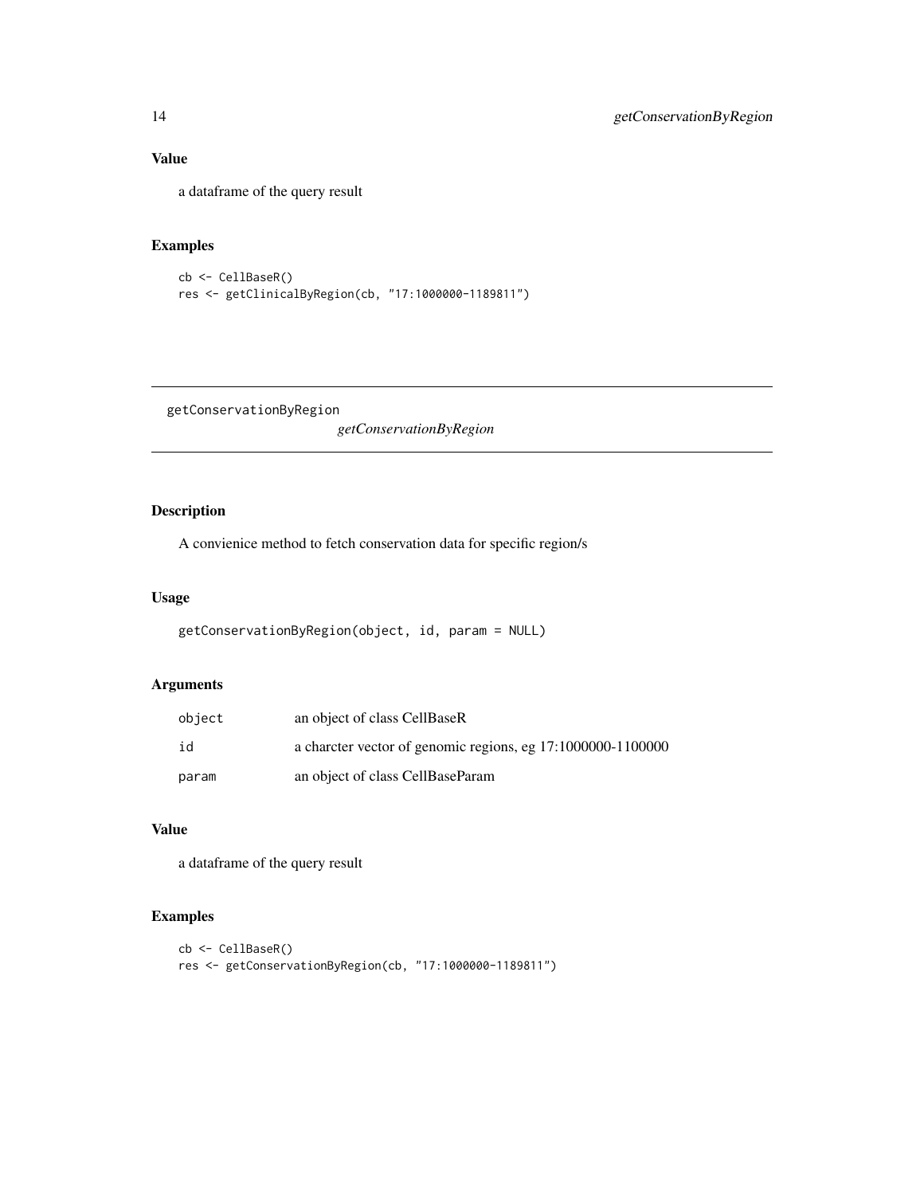### Value

a dataframe of the query result

### Examples

```
cb <- CellBaseR()
res <- getClinicalByRegion(cb, "17:1000000-1189811")
```

---

## getConservationByRegion

*getConservationByRegion*

---

### Description

A convienice method to fetch conservation data for specific region/s

### Usage

```
getConservationByRegion(object, id, param = NULL)
```

### Arguments

| | |
|---|---|
| `object` | an object of class CellBaseR |
| `id` | a charcter vector of genomic regions, eg 17:1000000-1100000 |
| `param` | an object of class CellBaseParam |

### Value

a dataframe of the query result

### Examples

```
cb <- CellBaseR()
res <- getConservationByRegion(cb, "17:1000000-1189811")
```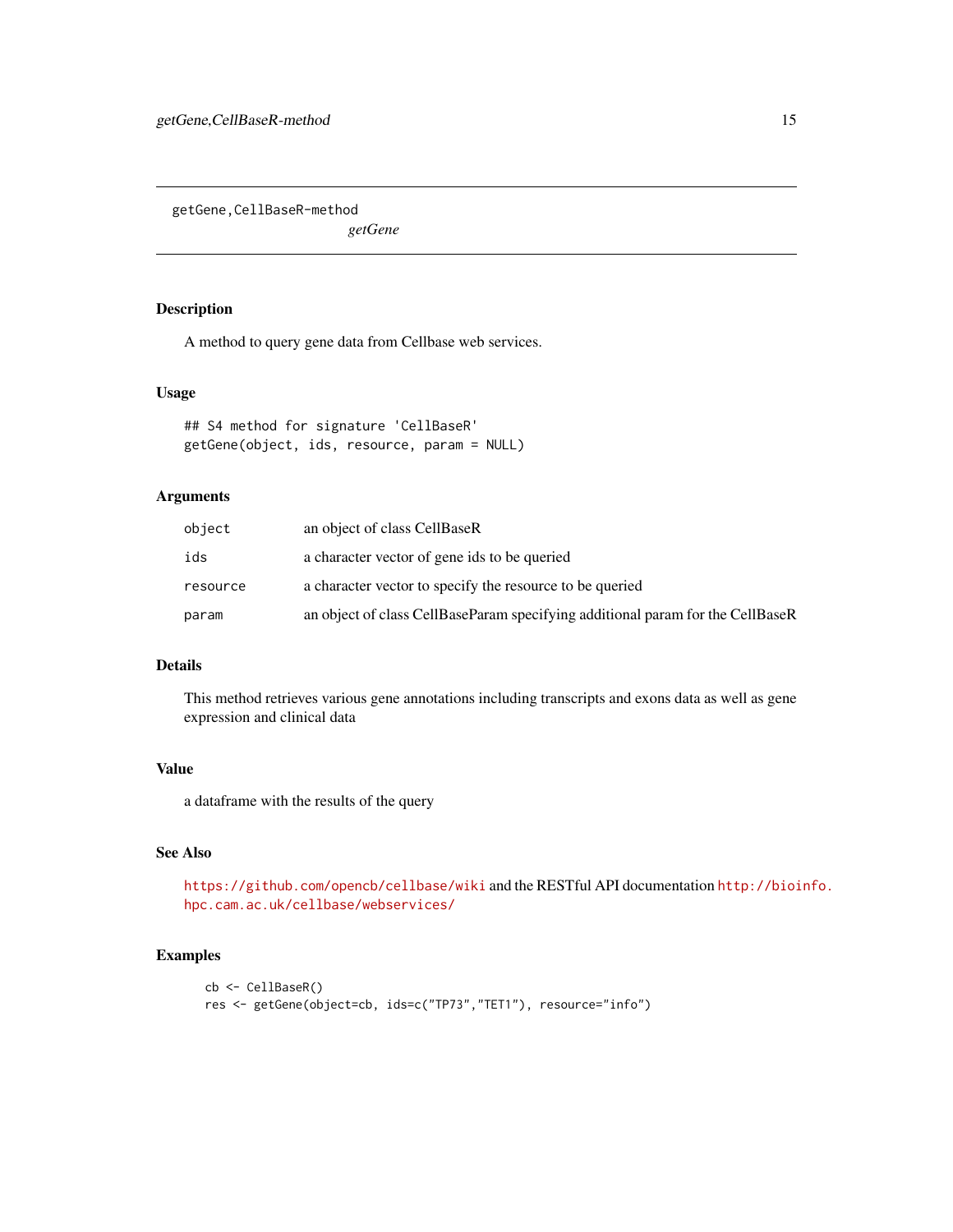# getGene,CellBaseR-method

*getGene*

## Description

A method to query gene data from Cellbase web services.

## Usage

```
## S4 method for signature 'CellBaseR'
getGene(object, ids, resource, param = NULL)
```

## Arguments

| | |
|---|---|
| object | an object of class CellBaseR |
| ids | a character vector of gene ids to be queried |
| resource | a character vector to specify the resource to be queried |
| param | an object of class CellBaseParam specifying additional param for the CellBaseR |

## Details

This method retrieves various gene annotations including transcripts and exons data as well as gene expression and clinical data

## Value

a dataframe with the results of the query

## See Also

https://github.com/opencb/cellbase/wiki and the RESTful API documentation http://bioinfo.hpc.cam.ac.uk/cellbase/webservices/

## Examples

```
cb <- CellBaseR()
res <- getGene(object=cb, ids=c("TP73","TET1"), resource="info")
```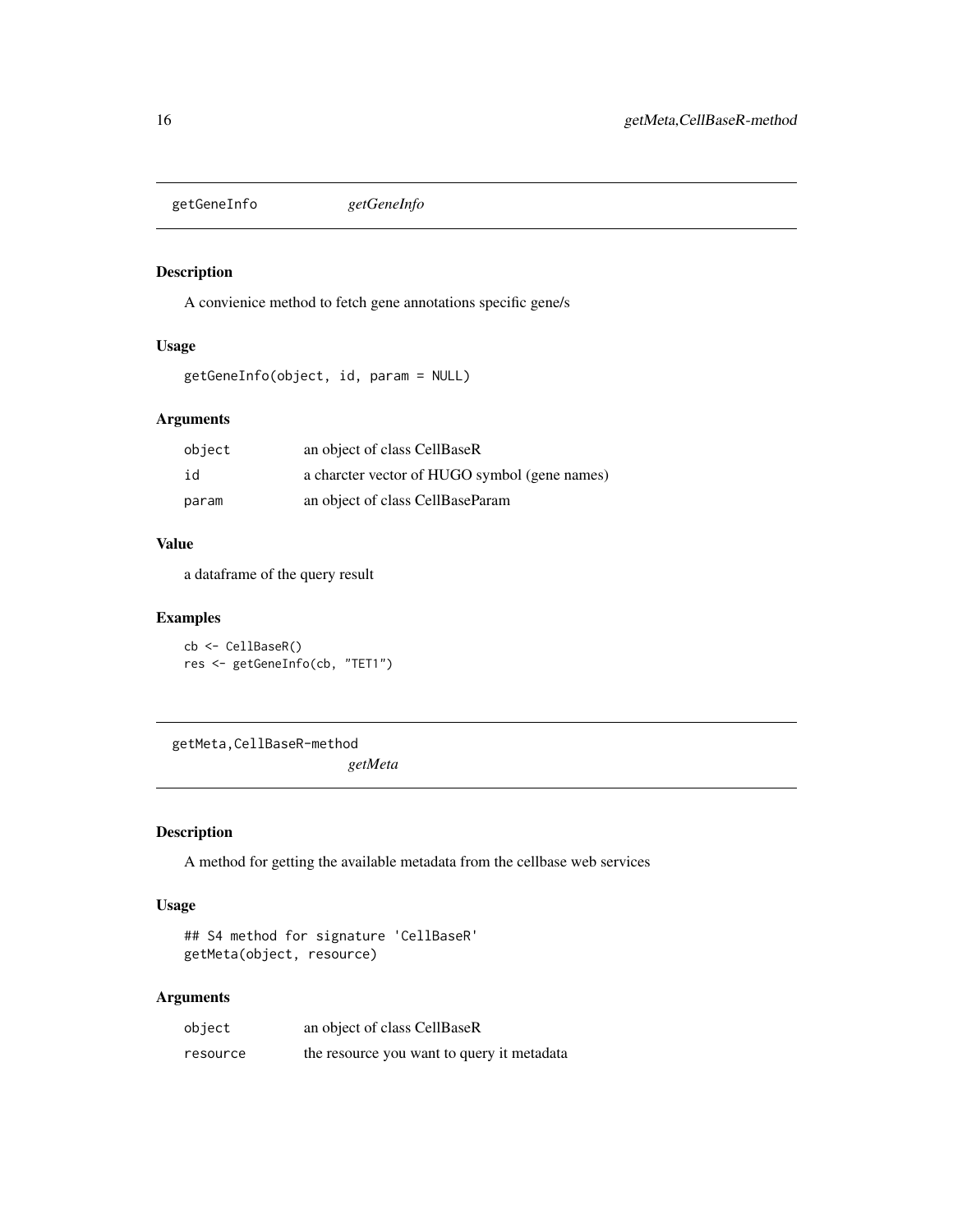## getGeneInfo *getGeneInfo*

### Description

A convienice method to fetch gene annotations specific gene/s

### Usage

```
getGeneInfo(object, id, param = NULL)
```

### Arguments

| | |
|---|---|
| object | an object of class CellBaseR |
| id | a charcter vector of HUGO symbol (gene names) |
| param | an object of class CellBaseParam |

### Value

a dataframe of the query result

### Examples

```
cb <- CellBaseR()
res <- getGeneInfo(cb, "TET1")
```

## getMeta,CellBaseR-method *getMeta*

### Description

A method for getting the available metadata from the cellbase web services

### Usage

```
## S4 method for signature 'CellBaseR'
getMeta(object, resource)
```

### Arguments

| | |
|---|---|
| object | an object of class CellBaseR |
| resource | the resource you want to query it metadata |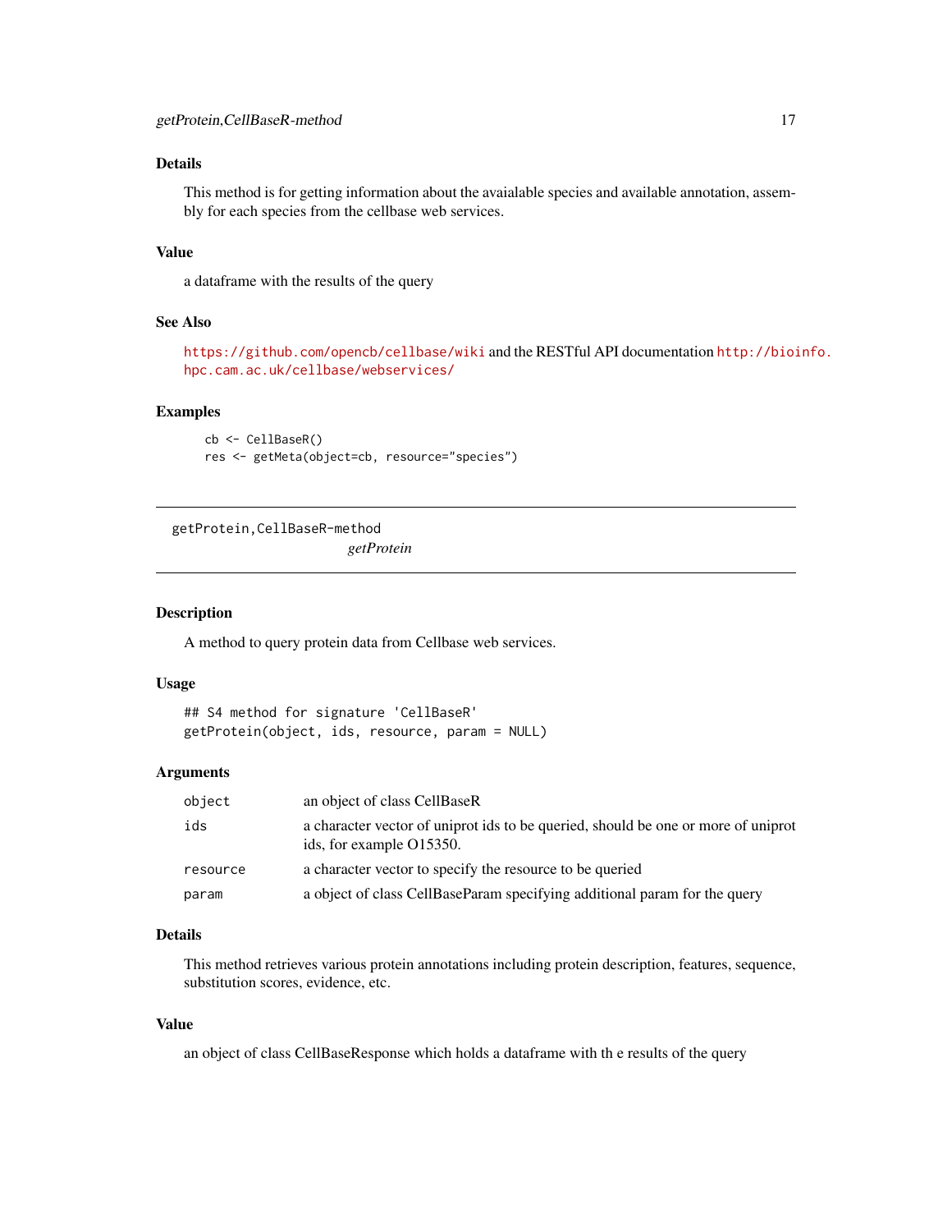### Details

This method is for getting information about the avaialable species and available annotation, assembly for each species from the cellbase web services.

### Value

a dataframe with the results of the query

### See Also

https://github.com/opencb/cellbase/wiki and the RESTful API documentation http://bioinfo.hpc.cam.ac.uk/cellbase/webservices/

### Examples

```
cb <- CellBaseR()
res <- getMeta(object=cb, resource="species")
```

---

## getProtein,CellBaseR-method

*getProtein*

---

### Description

A method to query protein data from Cellbase web services.

### Usage

```
## S4 method for signature 'CellBaseR'
getProtein(object, ids, resource, param = NULL)
```

### Arguments

| | |
|---|---|
| object | an object of class CellBaseR |
| ids | a character vector of uniprot ids to be queried, should be one or more of uniprot ids, for example O15350. |
| resource | a character vector to specify the resource to be queried |
| param | a object of class CellBaseParam specifying additional param for the query |

### Details

This method retrieves various protein annotations including protein description, features, sequence, substitution scores, evidence, etc.

### Value

an object of class CellBaseResponse which holds a dataframe with th e results of the query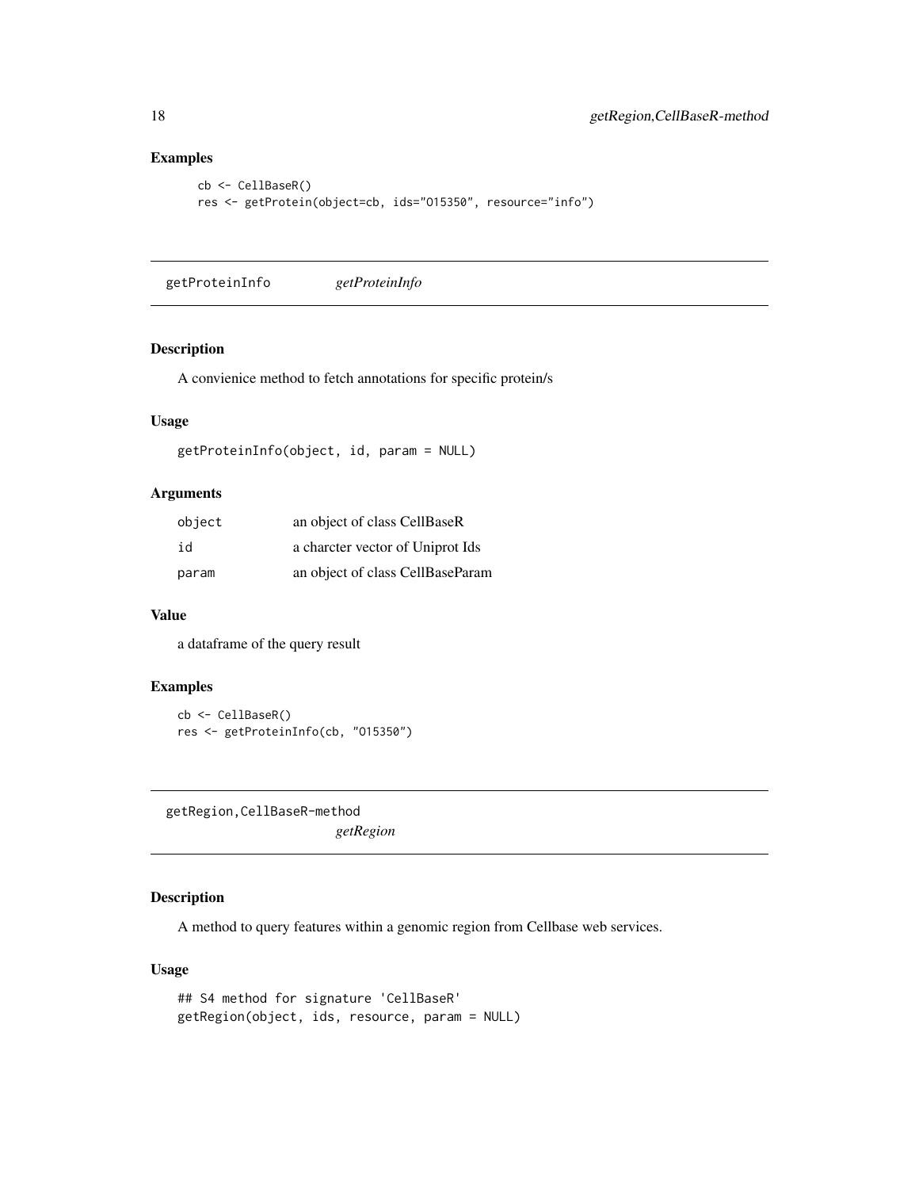### Examples

```
cb <- CellBaseR()
res <- getProtein(object=cb, ids="O15350", resource="info")
```

## getProteinInfo *getProteinInfo*

### Description

A convienience method to fetch annotations for specific protein/s

### Usage

```
getProteinInfo(object, id, param = NULL)
```

### Arguments

| | |
|---|---|
| object | an object of class CellBaseR |
| id | a charcter vector of Uniprot Ids |
| param | an object of class CellBaseParam |

### Value

a dataframe of the query result

### Examples

```
cb <- CellBaseR()
res <- getProteinInfo(cb, "O15350")
```

## getRegion,CellBaseR-method *getRegion*

### Description

A method to query features within a genomic region from Cellbase web services.

### Usage

```
## S4 method for signature 'CellBaseR'
getRegion(object, ids, resource, param = NULL)
```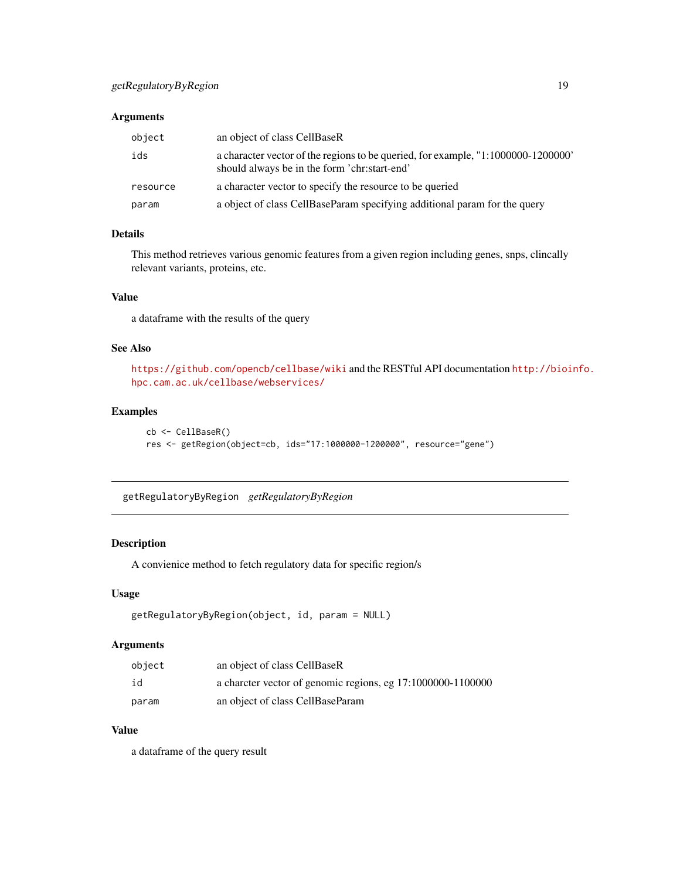### Arguments

| | |
|---|---|
| `object` | an object of class CellBaseR |
| `ids` | a character vector of the regions to be queried, for example, "1:1000000-1200000' should always be in the form 'chr:start-end' |
| `resource` | a character vector to specify the resource to be queried |
| `param` | a object of class CellBaseParam specifying additional param for the query |

### Details

This method retrieves various genomic features from a given region including genes, snps, clincally relevant variants, proteins, etc.

### Value

a dataframe with the results of the query

### See Also

https://github.com/opencb/cellbase/wiki and the RESTful API documentation http://bioinfo.hpc.cam.ac.uk/cellbase/webservices/

### Examples

```
cb <- CellBaseR()
res <- getRegion(object=cb, ids="17:1000000-1200000", resource="gene")
```

---

## getRegulatoryByRegion *getRegulatoryByRegion*

---

### Description

A convienice method to fetch regulatory data for specific region/s

### Usage

```
getRegulatoryByRegion(object, id, param = NULL)
```

### Arguments

| | |
|---|---|
| `object` | an object of class CellBaseR |
| `id` | a charcter vector of genomic regions, eg 17:1000000-1100000 |
| `param` | an object of class CellBaseParam |

### Value

a dataframe of the query result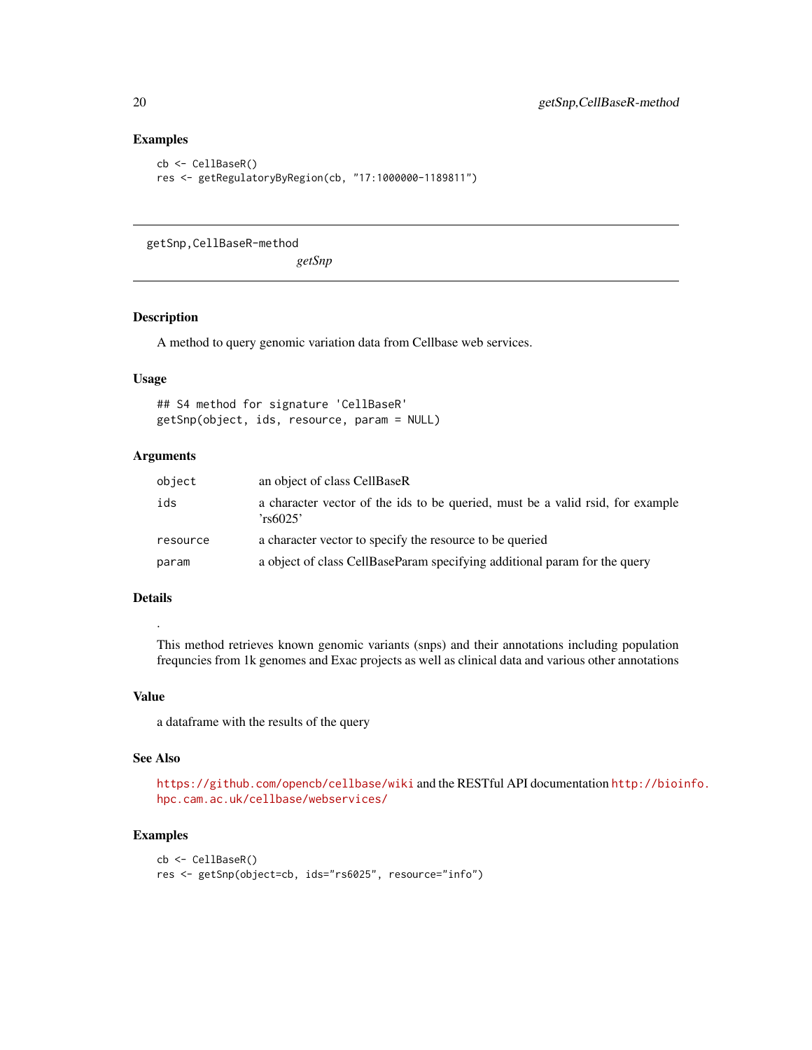## Examples

```
cb <- CellBaseR()
res <- getRegulatoryByRegion(cb, "17:1000000-1189811")
```

---

# getSnp,CellBaseR-method

*getSnp*

---

## Description

A method to query genomic variation data from Cellbase web services.

## Usage

```
## S4 method for signature 'CellBaseR'
getSnp(object, ids, resource, param = NULL)
```

## Arguments

| | |
|---|---|
| `object` | an object of class CellBaseR |
| `ids` | a character vector of the ids to be queried, must be a valid rsid, for example 'rs6025' |
| `resource` | a character vector to specify the resource to be queried |
| `param` | a object of class CellBaseParam specifying additional param for the query |

## Details

.

This method retrieves known genomic variants (snps) and their annotations including population frequncies from 1k genomes and Exac projects as well as clinical data and various other annotations

## Value

a dataframe with the results of the query

## See Also

https://github.com/opencb/cellbase/wiki and the RESTful API documentation http://bioinfo.hpc.cam.ac.uk/cellbase/webservices/

## Examples

```
cb <- CellBaseR()
res <- getSnp(object=cb, ids="rs6025", resource="info")
```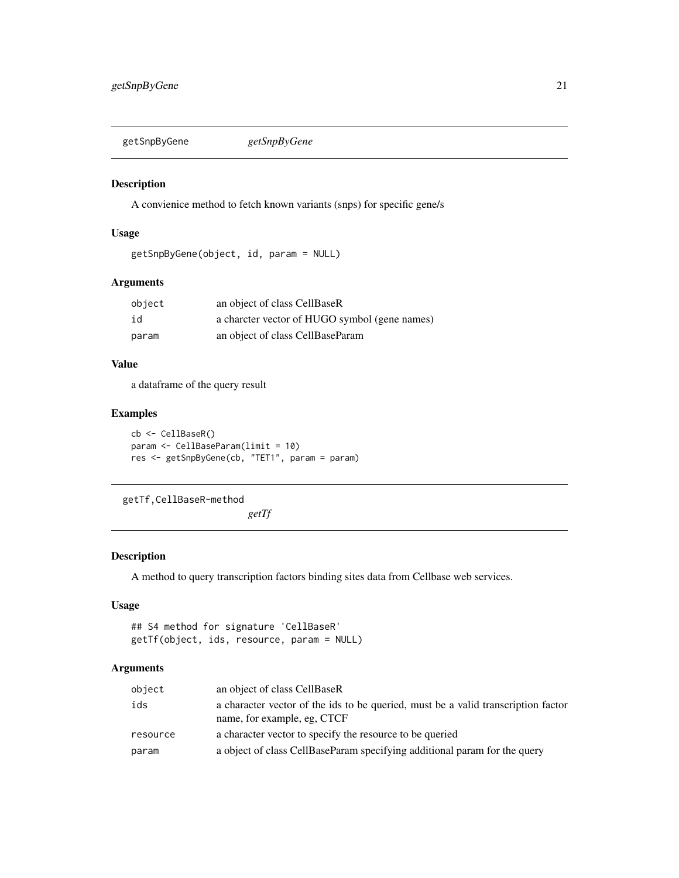## getSnpByGene *getSnpByGene*

### Description

A convienice method to fetch known variants (snps) for specific gene/s

### Usage

```
getSnpByGene(object, id, param = NULL)
```

### Arguments

| | |
|---|---|
| object | an object of class CellBaseR |
| id | a charcter vector of HUGO symbol (gene names) |
| param | an object of class CellBaseParam |

### Value

a dataframe of the query result

### Examples

```
cb <- CellBaseR()
param <- CellBaseParam(limit = 10)
res <- getSnpByGene(cb, "TET1", param = param)
```

## getTf,CellBaseR-method *getTf*

### Description

A method to query transcription factors binding sites data from Cellbase web services.

### Usage

```
## S4 method for signature 'CellBaseR'
getTf(object, ids, resource, param = NULL)
```

### Arguments

| | |
|---|---|
| object | an object of class CellBaseR |
| ids | a character vector of the ids to be queried, must be a valid transcription factor name, for example, eg, CTCF |
| resource | a character vector to specify the resource to be queried |
| param | a object of class CellBaseParam specifying additional param for the query |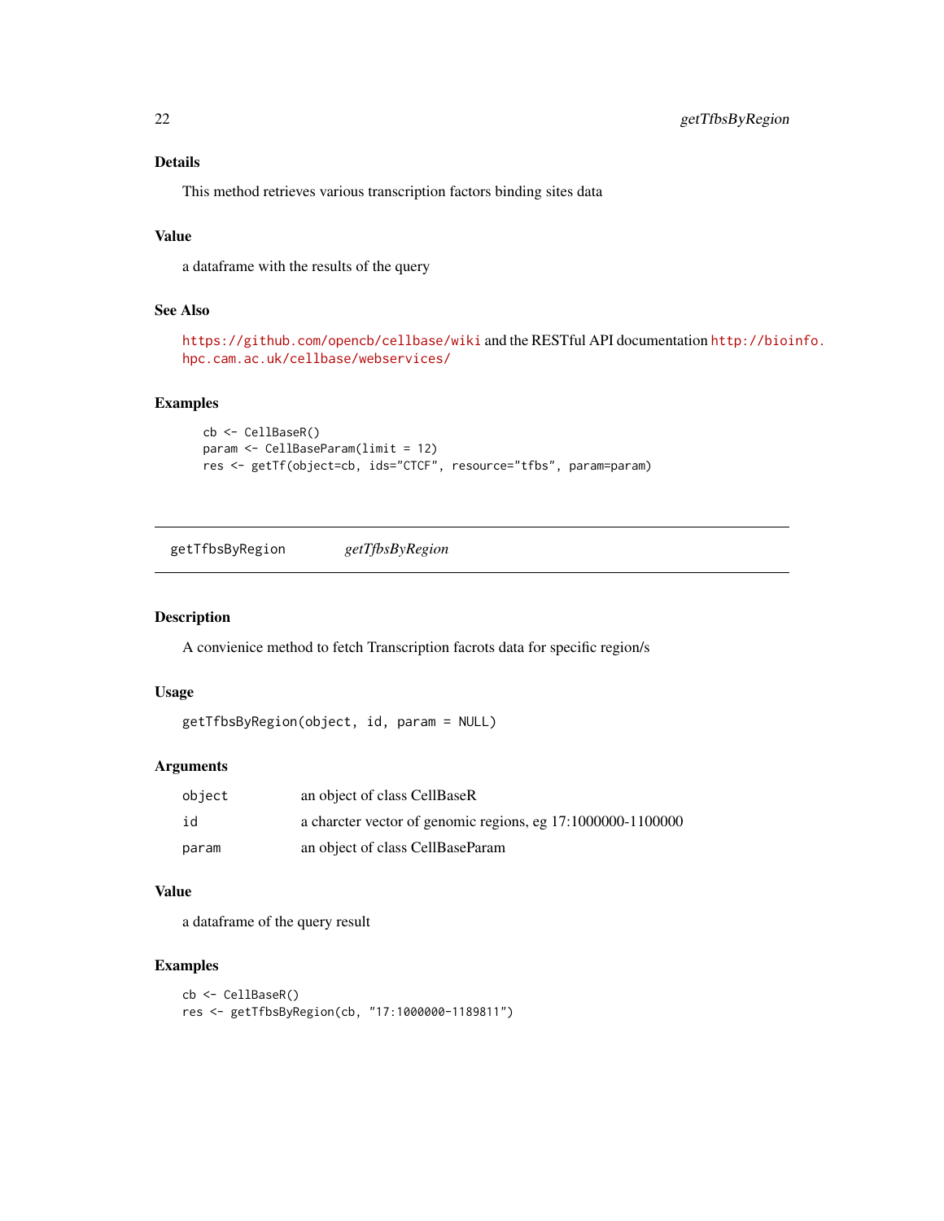## Details

This method retrieves various transcription factors binding sites data

## Value

a dataframe with the results of the query

## See Also

https://github.com/opencb/cellbase/wiki and the RESTful API documentation http://bioinfo.hpc.cam.ac.uk/cellbase/webservices/

## Examples

```
cb <- CellBaseR()
param <- CellBaseParam(limit = 12)
res <- getTf(object=cb, ids="CTCF", resource="tfbs", param=param)
```

---

# getTfbsByRegion *getTfbsByRegion*

---

## Description

A convienice method to fetch Transcription facrots data for specific region/s

## Usage

```
getTfbsByRegion(object, id, param = NULL)
```

## Arguments

| | |
|---|---|
| object | an object of class CellBaseR |
| id | a charcter vector of genomic regions, eg 17:1000000-1100000 |
| param | an object of class CellBaseParam |

## Value

a dataframe of the query result

## Examples

```
cb <- CellBaseR()
res <- getTfbsByRegion(cb, "17:1000000-1189811")
```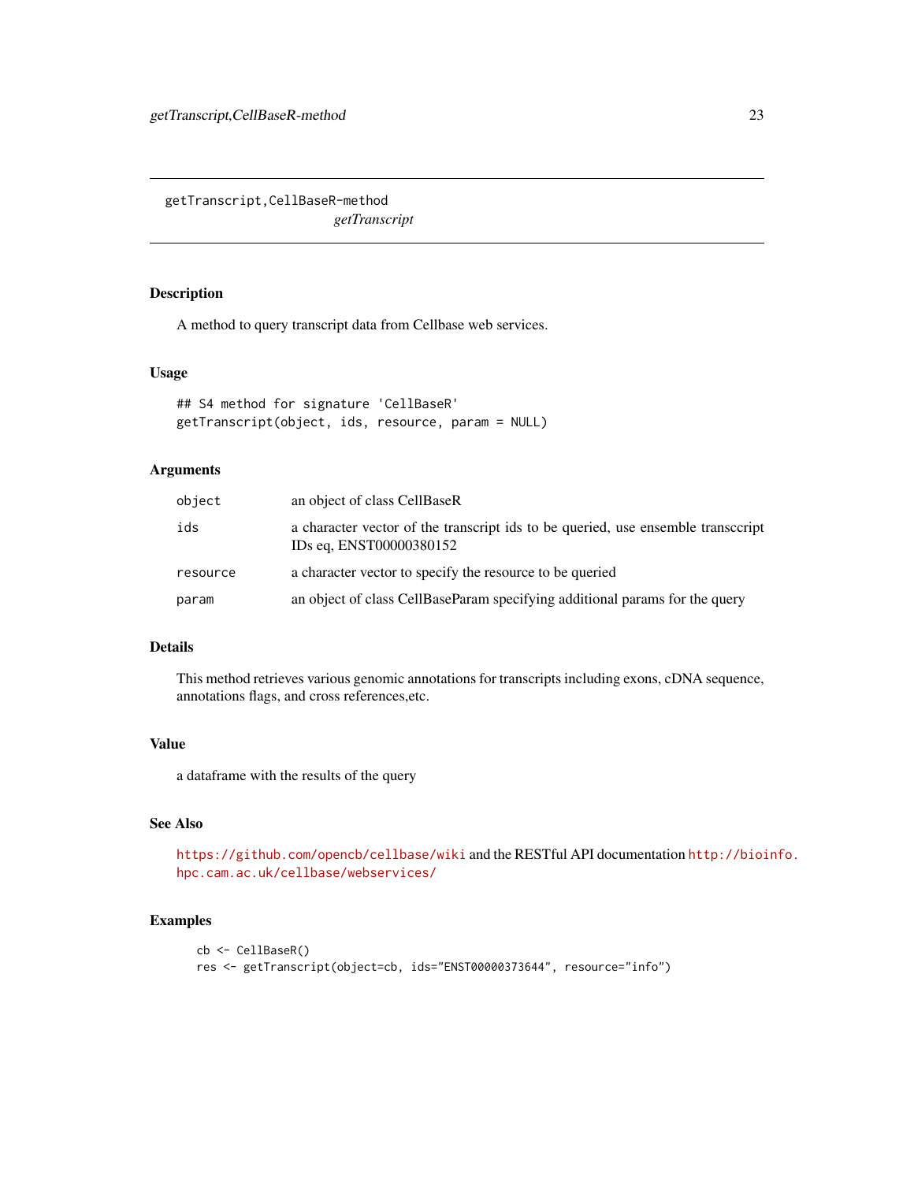# getTranscript,CellBaseR-method

*getTranscript*

## Description

A method to query transcript data from Cellbase web services.

## Usage

```
## S4 method for signature 'CellBaseR'
getTranscript(object, ids, resource, param = NULL)
```

## Arguments

| | |
|---|---|
| `object` | an object of class CellBaseR |
| `ids` | a character vector of the transcript ids to be queried, use ensemble transccript IDs eq, ENST00000380152 |
| `resource` | a character vector to specify the resource to be queried |
| `param` | an object of class CellBaseParam specifying additional params for the query |

## Details

This method retrieves various genomic annotations for transcripts including exons, cDNA sequence, annotations flags, and cross references,etc.

## Value

a dataframe with the results of the query

## See Also

https://github.com/opencb/cellbase/wiki and the RESTful API documentation http://bioinfo.hpc.cam.ac.uk/cellbase/webservices/

## Examples

```
cb <- CellBaseR()
res <- getTranscript(object=cb, ids="ENST00000373644", resource="info")
```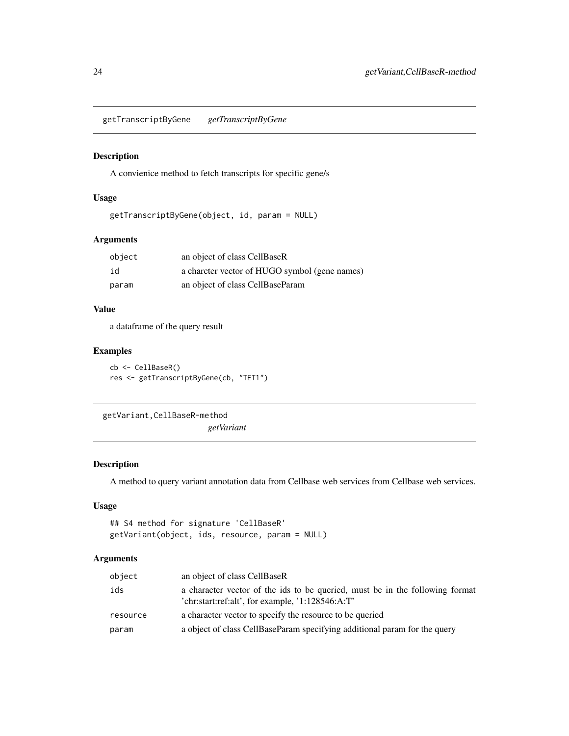## getTranscriptByGene *getTranscriptByGene*

### Description

A convienice method to fetch transcripts for specific gene/s

### Usage

```
getTranscriptByGene(object, id, param = NULL)
```

### Arguments

| | |
|---|---|
| object | an object of class CellBaseR |
| id | a charcter vector of HUGO symbol (gene names) |
| param | an object of class CellBaseParam |

### Value

a dataframe of the query result

### Examples

```
cb <- CellBaseR()
res <- getTranscriptByGene(cb, "TET1")
```

## getVariant,CellBaseR-method *getVariant*

### Description

A method to query variant annotation data from Cellbase web services from Cellbase web services.

### Usage

```
## S4 method for signature 'CellBaseR'
getVariant(object, ids, resource, param = NULL)
```

### Arguments

| | |
|---|---|
| object | an object of class CellBaseR |
| ids | a character vector of the ids to be queried, must be in the following format 'chr:start:ref:alt', for example, '1:128546:A:T' |
| resource | a character vector to specify the resource to be queried |
| param | a object of class CellBaseParam specifying additional param for the query |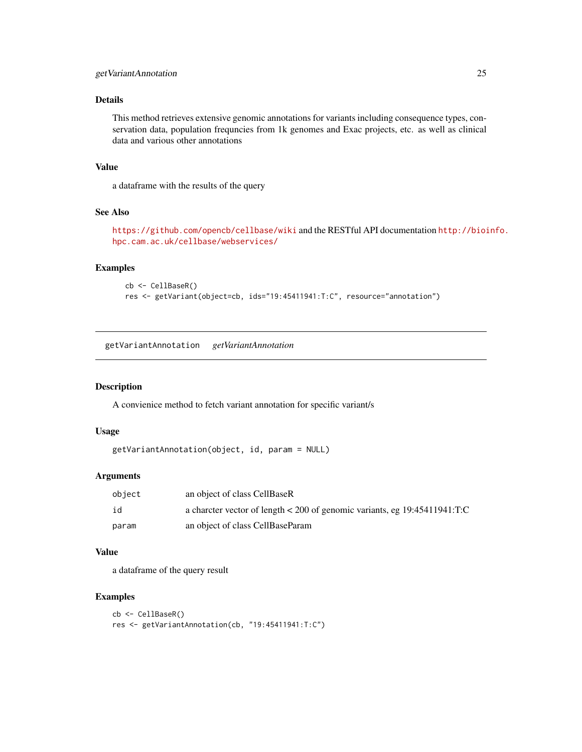### Details

This method retrieves extensive genomic annotations for variants including consequence types, conservation data, population frequncies from 1k genomes and Exac projects, etc. as well as clinical data and various other annotations

### Value

a dataframe with the results of the query

### See Also

https://github.com/opencb/cellbase/wiki and the RESTful API documentation http://bioinfo.hpc.cam.ac.uk/cellbase/webservices/

### Examples

```
cb <- CellBaseR()
res <- getVariant(object=cb, ids="19:45411941:T:C", resource="annotation")
```

---

## getVariantAnnotation    *getVariantAnnotation*

---

### Description

A convienice method to fetch variant annotation for specific variant/s

### Usage

```
getVariantAnnotation(object, id, param = NULL)
```

### Arguments

| | |
|---|---|
| object | an object of class CellBaseR |
| id | a charcter vector of length < 200 of genomic variants, eg 19:45411941:T:C |
| param | an object of class CellBaseParam |

### Value

a dataframe of the query result

### Examples

```
cb <- CellBaseR()
res <- getVariantAnnotation(cb, "19:45411941:T:C")
```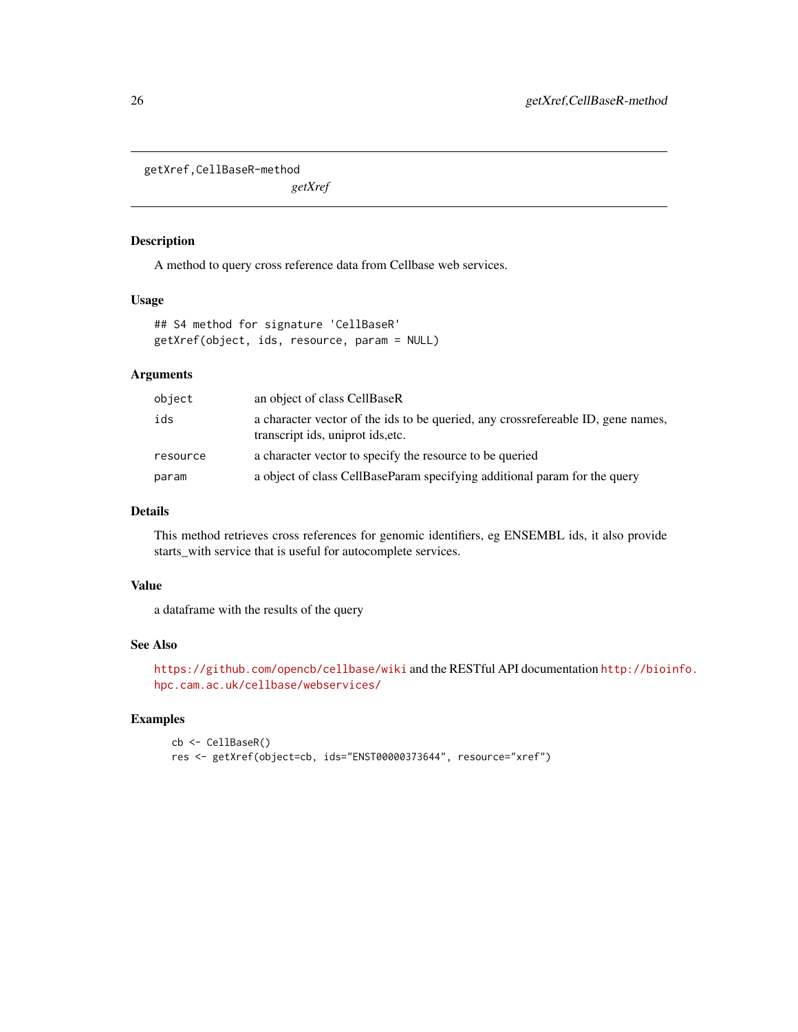## getXref,CellBaseR-method

*getXref*

### Description

A method to query cross reference data from Cellbase web services.

### Usage

```
## S4 method for signature 'CellBaseR'
getXref(object, ids, resource, param = NULL)
```

### Arguments

| | |
|---|---|
| object | an object of class CellBaseR |
| ids | a character vector of the ids to be queried, any crossrefereable ID, gene names, transcript ids, uniprot ids,etc. |
| resource | a character vector to specify the resource to be queried |
| param | a object of class CellBaseParam specifying additional param for the query |

### Details

This method retrieves cross references for genomic identifiers, eg ENSEMBL ids, it also provide starts_with service that is useful for autocomplete services.

### Value

a dataframe with the results of the query

### See Also

https://github.com/opencb/cellbase/wiki and the RESTful API documentation http://bioinfo.hpc.cam.ac.uk/cellbase/webservices/

### Examples

```
cb <- CellBaseR()
res <- getXref(object=cb, ids="ENST00000373644", resource="xref")
```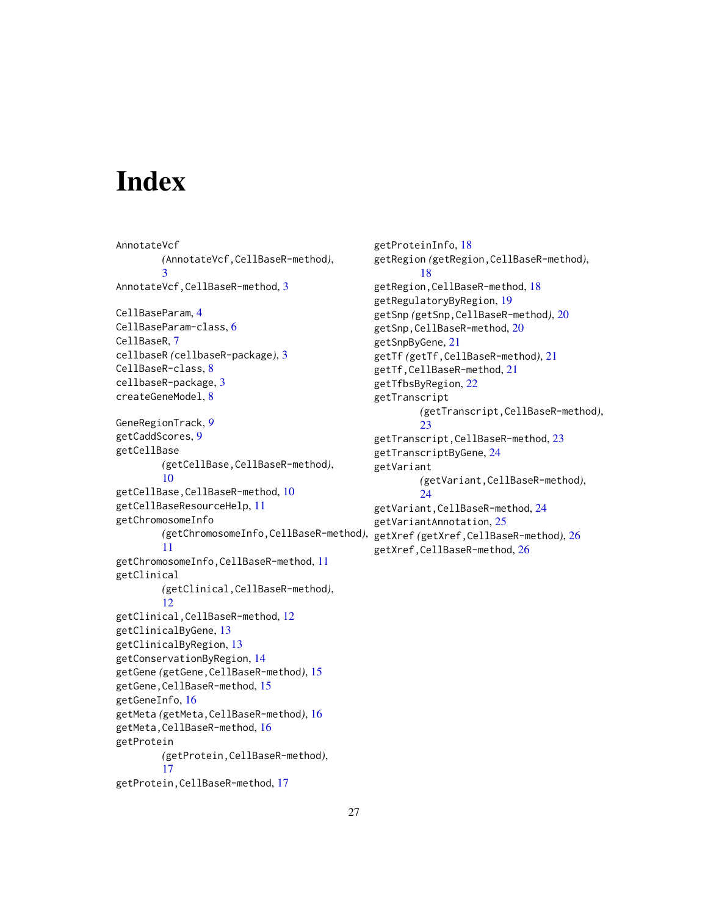# Index

AnnotateVcf
    (AnnotateVcf,CellBaseR-method), 3
AnnotateVcf,CellBaseR-method, 3

CellBaseParam, 4
CellBaseParam-class, 6
CellBaseR, 7
cellbaseR (cellbaseR-package), 3
CellBaseR-class, 8
cellbaseR-package, 3
createGeneModel, 8

GeneRegionTrack, 9
getCaddScores, 9
getCellBase
    (getCellBase,CellBaseR-method), 10
getCellBase,CellBaseR-method, 10
getCellBaseResourceHelp, 11
getChromosomeInfo
    (getChromosomeInfo,CellBaseR-method), 11
getChromosomeInfo,CellBaseR-method, 11
getClinical
    (getClinical,CellBaseR-method), 12
getClinical,CellBaseR-method, 12
getClinicalByGene, 13
getClinicalByRegion, 13
getConservationByRegion, 14
getGene (getGene,CellBaseR-method), 15
getGene,CellBaseR-method, 15
getGeneInfo, 16
getMeta (getMeta,CellBaseR-method), 16
getMeta,CellBaseR-method, 16
getProtein
    (getProtein,CellBaseR-method), 17
getProtein,CellBaseR-method, 17
getProteinInfo, 18
getRegion (getRegion,CellBaseR-method), 18
getRegion,CellBaseR-method, 18
getRegulatoryByRegion, 19
getSnp (getSnp,CellBaseR-method), 20
getSnp,CellBaseR-method, 20
getSnpByGene, 21
getTf (getTf,CellBaseR-method), 21
getTf,CellBaseR-method, 21
getTfbsByRegion, 22
getTranscript
    (getTranscript,CellBaseR-method), 23
getTranscript,CellBaseR-method, 23
getTranscriptByGene, 24
getVariant
    (getVariant,CellBaseR-method), 24
getVariant,CellBaseR-method, 24
getVariantAnnotation, 25
getXref (getXref,CellBaseR-method), 26
getXref,CellBaseR-method, 26